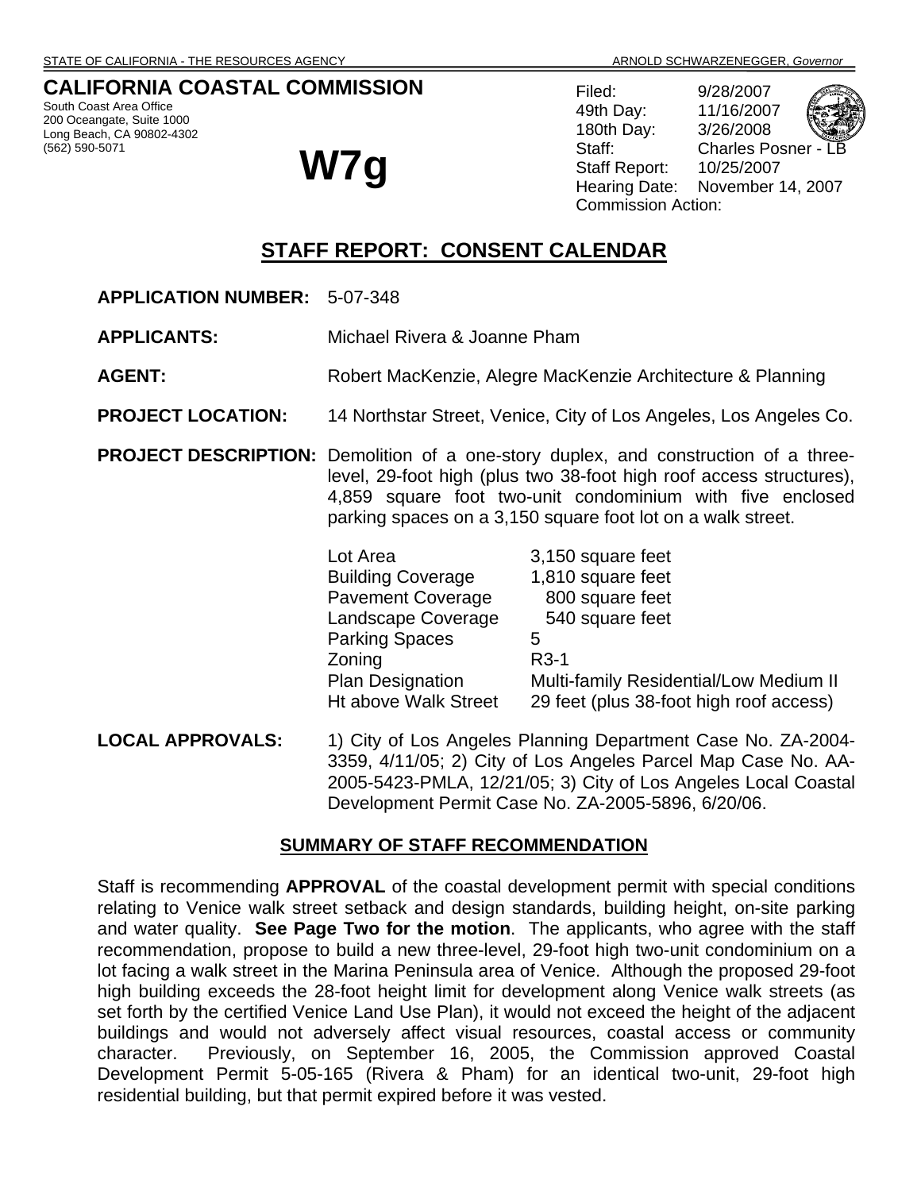STATE OF CALIFORNIA - THE RESOURCES AGENCY ARNOLD SCHWARZENEGGER, *Governor*

## CALIFORNIA COASTAL COMMISSION

South Coast Area Office
200 Oceangate, Suite 1000
Long Beach, CA 90802-4302
(562) 590-5071

# W7g

Filed: 9/28/2007
49th Day: 11/16/2007
180th Day: 3/26/2008
Staff: Charles Posner - LB
Staff Report: 10/25/2007
Hearing Date: November 14, 2007
Commission Action:

## STAFF REPORT: CONSENT CALENDAR

**APPLICATION NUMBER:** 5-07-348

**APPLICANTS:** Michael Rivera & Joanne Pham

**AGENT:** Robert MacKenzie, Alegre MacKenzie Architecture & Planning

**PROJECT LOCATION:** 14 Northstar Street, Venice, City of Los Angeles, Los Angeles Co.

**PROJECT DESCRIPTION:** Demolition of a one-story duplex, and construction of a three-level, 29-foot high (plus two 38-foot high roof access structures), 4,859 square foot two-unit condominium with five enclosed parking spaces on a 3,150 square foot lot on a walk street.

| | |
|---|---|
| Lot Area | 3,150 square feet |
| Building Coverage | 1,810 square feet |
| Pavement Coverage | 800 square feet |
| Landscape Coverage | 540 square feet |
| Parking Spaces | 5 |
| Zoning | R3-1 |
| Plan Designation | Multi-family Residential/Low Medium II |
| Ht above Walk Street | 29 feet (plus 38-foot high roof access) |

**LOCAL APPROVALS:** 1) City of Los Angeles Planning Department Case No. ZA-2004-3359, 4/11/05; 2) City of Los Angeles Parcel Map Case No. AA-2005-5423-PMLA, 12/21/05; 3) City of Los Angeles Local Coastal Development Permit Case No. ZA-2005-5896, 6/20/06.

### SUMMARY OF STAFF RECOMMENDATION

Staff is recommending **APPROVAL** of the coastal development permit with special conditions relating to Venice walk street setback and design standards, building height, on-site parking and water quality. **See Page Two for the motion**. The applicants, who agree with the staff recommendation, propose to build a new three-level, 29-foot high two-unit condominium on a lot facing a walk street in the Marina Peninsula area of Venice. Although the proposed 29-foot high building exceeds the 28-foot height limit for development along Venice walk streets (as set forth by the certified Venice Land Use Plan), it would not exceed the height of the adjacent buildings and would not adversely affect visual resources, coastal access or community character. Previously, on September 16, 2005, the Commission approved Coastal Development Permit 5-05-165 (Rivera & Pham) for an identical two-unit, 29-foot high residential building, but that permit expired before it was vested.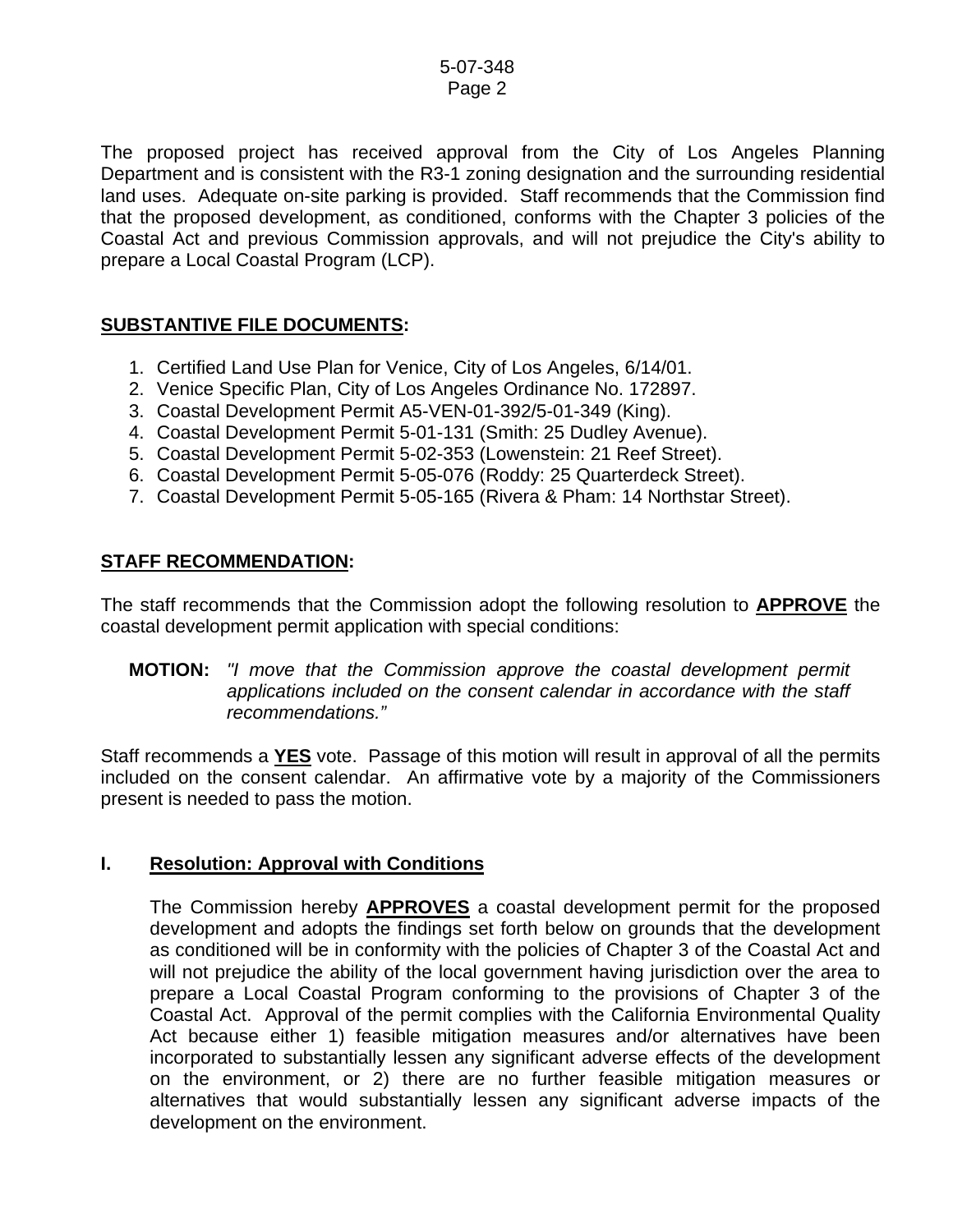The proposed project has received approval from the City of Los Angeles Planning Department and is consistent with the R3-1 zoning designation and the surrounding residential land uses. Adequate on-site parking is provided. Staff recommends that the Commission find that the proposed development, as conditioned, conforms with the Chapter 3 policies of the Coastal Act and previous Commission approvals, and will not prejudice the City's ability to prepare a Local Coastal Program (LCP).

**SUBSTANTIVE FILE DOCUMENTS:**

1. Certified Land Use Plan for Venice, City of Los Angeles, 6/14/01.
2. Venice Specific Plan, City of Los Angeles Ordinance No. 172897.
3. Coastal Development Permit A5-VEN-01-392/5-01-349 (King).
4. Coastal Development Permit 5-01-131 (Smith: 25 Dudley Avenue).
5. Coastal Development Permit 5-02-353 (Lowenstein: 21 Reef Street).
6. Coastal Development Permit 5-05-076 (Roddy: 25 Quarterdeck Street).
7. Coastal Development Permit 5-05-165 (Rivera & Pham: 14 Northstar Street).

**STAFF RECOMMENDATION:**

The staff recommends that the Commission adopt the following resolution to **APPROVE** the coastal development permit application with special conditions:

**MOTION:** *"I move that the Commission approve the coastal development permit applications included on the consent calendar in accordance with the staff recommendations."*

Staff recommends a **YES** vote. Passage of this motion will result in approval of all the permits included on the consent calendar. An affirmative vote by a majority of the Commissioners present is needed to pass the motion.

## I. Resolution: Approval with Conditions

The Commission hereby **APPROVES** a coastal development permit for the proposed development and adopts the findings set forth below on grounds that the development as conditioned will be in conformity with the policies of Chapter 3 of the Coastal Act and will not prejudice the ability of the local government having jurisdiction over the area to prepare a Local Coastal Program conforming to the provisions of Chapter 3 of the Coastal Act. Approval of the permit complies with the California Environmental Quality Act because either 1) feasible mitigation measures and/or alternatives have been incorporated to substantially lessen any significant adverse effects of the development on the environment, or 2) there are no further feasible mitigation measures or alternatives that would substantially lessen any significant adverse impacts of the development on the environment.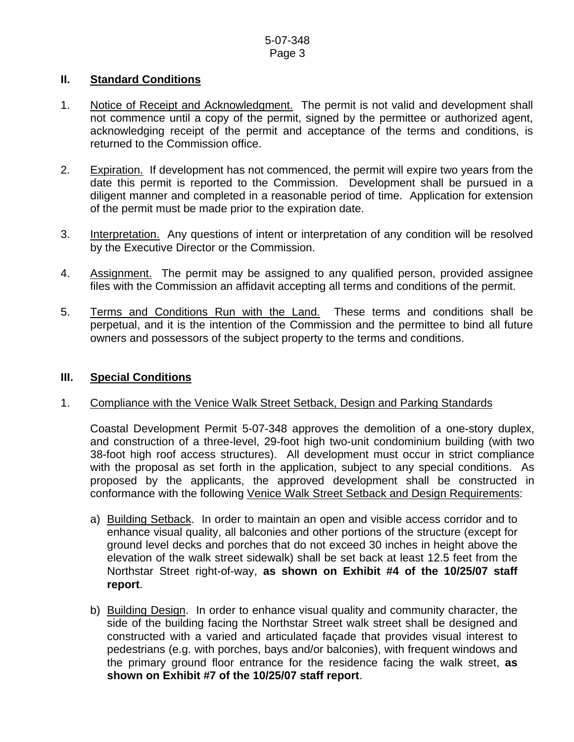## II. Standard Conditions

1. Notice of Receipt and Acknowledgment. The permit is not valid and development shall not commence until a copy of the permit, signed by the permittee or authorized agent, acknowledging receipt of the permit and acceptance of the terms and conditions, is returned to the Commission office.

2. Expiration. If development has not commenced, the permit will expire two years from the date this permit is reported to the Commission. Development shall be pursued in a diligent manner and completed in a reasonable period of time. Application for extension of the permit must be made prior to the expiration date.

3. Interpretation. Any questions of intent or interpretation of any condition will be resolved by the Executive Director or the Commission.

4. Assignment. The permit may be assigned to any qualified person, provided assignee files with the Commission an affidavit accepting all terms and conditions of the permit.

5. Terms and Conditions Run with the Land. These terms and conditions shall be perpetual, and it is the intention of the Commission and the permittee to bind all future owners and possessors of the subject property to the terms and conditions.

## III. Special Conditions

1. Compliance with the Venice Walk Street Setback, Design and Parking Standards

   Coastal Development Permit 5-07-348 approves the demolition of a one-story duplex, and construction of a three-level, 29-foot high two-unit condominium building (with two 38-foot high roof access structures). All development must occur in strict compliance with the proposal as set forth in the application, subject to any special conditions. As proposed by the applicants, the approved development shall be constructed in conformance with the following Venice Walk Street Setback and Design Requirements:

   a) Building Setback. In order to maintain an open and visible access corridor and to enhance visual quality, all balconies and other portions of the structure (except for ground level decks and porches that do not exceed 30 inches in height above the elevation of the walk street sidewalk) shall be set back at least 12.5 feet from the Northstar Street right-of-way, **as shown on Exhibit #4 of the 10/25/07 staff report**.

   b) Building Design. In order to enhance visual quality and community character, the side of the building facing the Northstar Street walk street shall be designed and constructed with a varied and articulated façade that provides visual interest to pedestrians (e.g. with porches, bays and/or balconies), with frequent windows and the primary ground floor entrance for the residence facing the walk street, **as shown on Exhibit #7 of the 10/25/07 staff report**.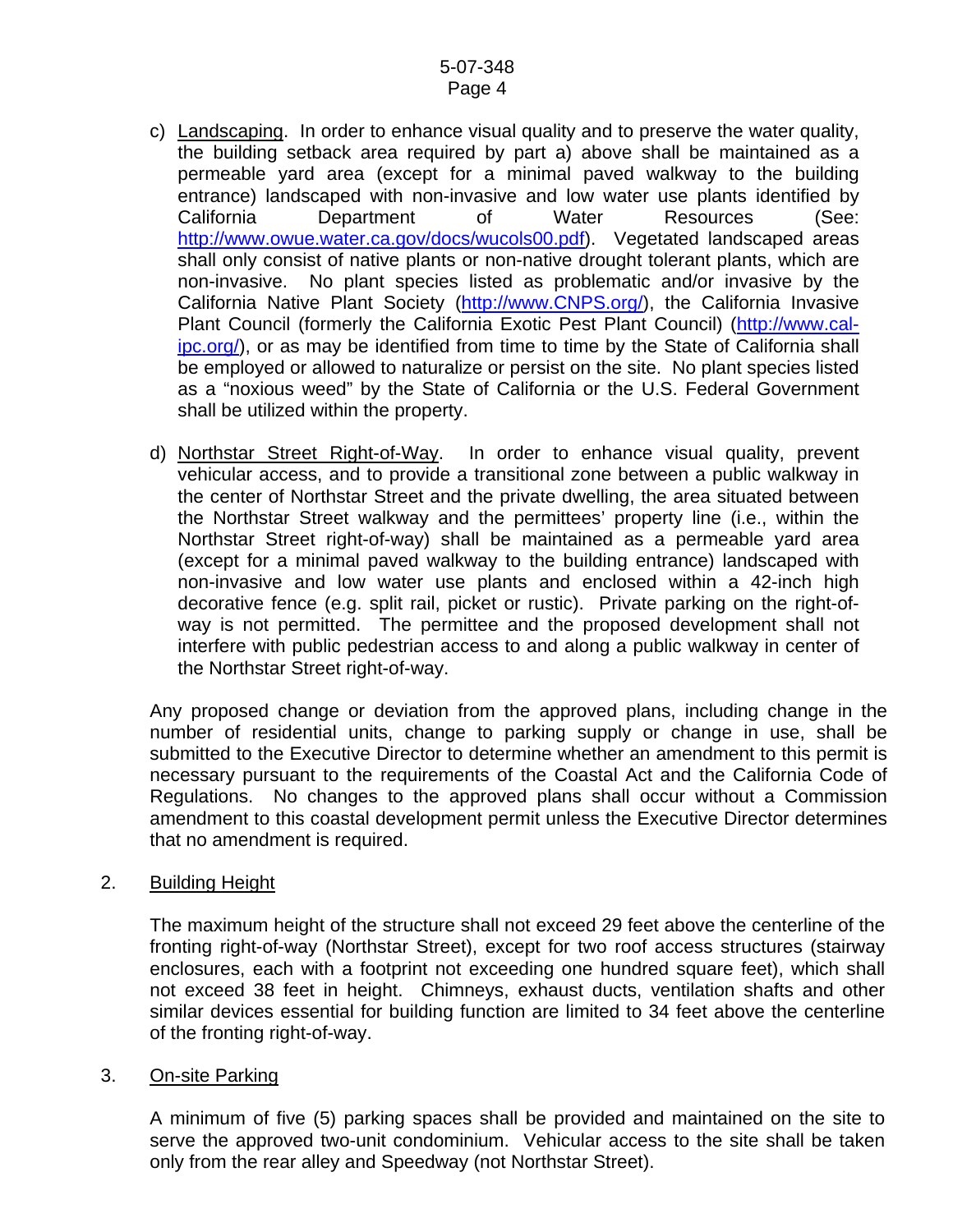c) <u>Landscaping</u>. In order to enhance visual quality and to preserve the water quality, the building setback area required by part a) above shall be maintained as a permeable yard area (except for a minimal paved walkway to the building entrance) landscaped with non-invasive and low water use plants identified by California Department of Water Resources (See: http://www.owue.water.ca.gov/docs/wucols00.pdf). Vegetated landscaped areas shall only consist of native plants or non-native drought tolerant plants, which are non-invasive. No plant species listed as problematic and/or invasive by the California Native Plant Society (http://www.CNPS.org/), the California Invasive Plant Council (formerly the California Exotic Pest Plant Council) (http://www.cal-ipc.org/), or as may be identified from time to time by the State of California shall be employed or allowed to naturalize or persist on the site. No plant species listed as a "noxious weed" by the State of California or the U.S. Federal Government shall be utilized within the property.

d) <u>Northstar Street Right-of-Way</u>. In order to enhance visual quality, prevent vehicular access, and to provide a transitional zone between a public walkway in the center of Northstar Street and the private dwelling, the area situated between the Northstar Street walkway and the permittees' property line (i.e., within the Northstar Street right-of-way) shall be maintained as a permeable yard area (except for a minimal paved walkway to the building entrance) landscaped with non-invasive and low water use plants and enclosed within a 42-inch high decorative fence (e.g. split rail, picket or rustic). Private parking on the right-of-way is not permitted. The permittee and the proposed development shall not interfere with public pedestrian access to and along a public walkway in center of the Northstar Street right-of-way.

Any proposed change or deviation from the approved plans, including change in the number of residential units, change to parking supply or change in use, shall be submitted to the Executive Director to determine whether an amendment to this permit is necessary pursuant to the requirements of the Coastal Act and the California Code of Regulations. No changes to the approved plans shall occur without a Commission amendment to this coastal development permit unless the Executive Director determines that no amendment is required.

2. <u>Building Height</u>

The maximum height of the structure shall not exceed 29 feet above the centerline of the fronting right-of-way (Northstar Street), except for two roof access structures (stairway enclosures, each with a footprint not exceeding one hundred square feet), which shall not exceed 38 feet in height. Chimneys, exhaust ducts, ventilation shafts and other similar devices essential for building function are limited to 34 feet above the centerline of the fronting right-of-way.

3. <u>On-site Parking</u>

A minimum of five (5) parking spaces shall be provided and maintained on the site to serve the approved two-unit condominium. Vehicular access to the site shall be taken only from the rear alley and Speedway (not Northstar Street).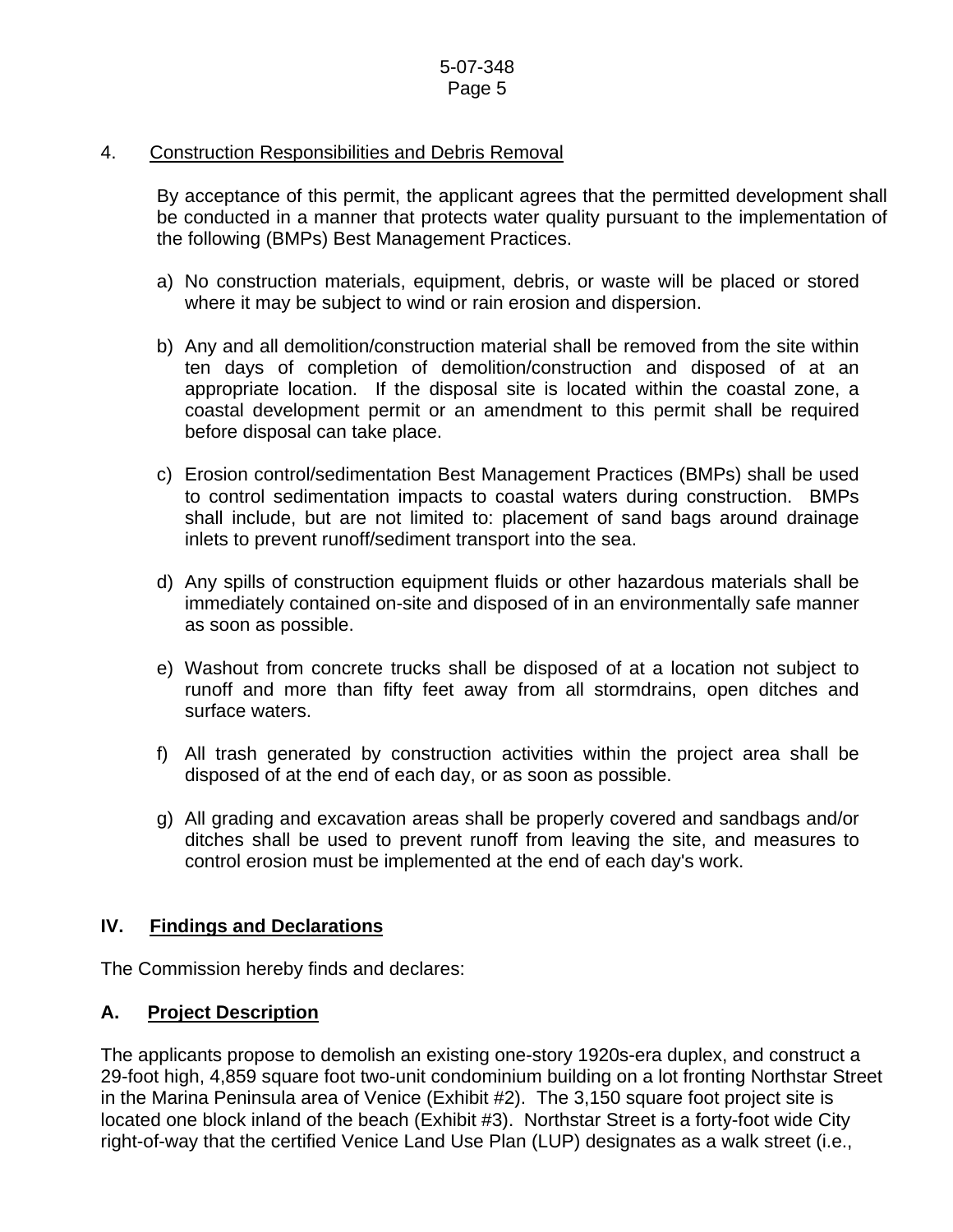4. <u>Construction Responsibilities and Debris Removal</u>

By acceptance of this permit, the applicant agrees that the permitted development shall be conducted in a manner that protects water quality pursuant to the implementation of the following (BMPs) Best Management Practices.

a) No construction materials, equipment, debris, or waste will be placed or stored where it may be subject to wind or rain erosion and dispersion.

b) Any and all demolition/construction material shall be removed from the site within ten days of completion of demolition/construction and disposed of at an appropriate location. If the disposal site is located within the coastal zone, a coastal development permit or an amendment to this permit shall be required before disposal can take place.

c) Erosion control/sedimentation Best Management Practices (BMPs) shall be used to control sedimentation impacts to coastal waters during construction. BMPs shall include, but are not limited to: placement of sand bags around drainage inlets to prevent runoff/sediment transport into the sea.

d) Any spills of construction equipment fluids or other hazardous materials shall be immediately contained on-site and disposed of in an environmentally safe manner as soon as possible.

e) Washout from concrete trucks shall be disposed of at a location not subject to runoff and more than fifty feet away from all stormdrains, open ditches and surface waters.

f) All trash generated by construction activities within the project area shall be disposed of at the end of each day, or as soon as possible.

g) All grading and excavation areas shall be properly covered and sandbags and/or ditches shall be used to prevent runoff from leaving the site, and measures to control erosion must be implemented at the end of each day's work.

## IV. <u>Findings and Declarations</u>

The Commission hereby finds and declares:

### A. <u>Project Description</u>

The applicants propose to demolish an existing one-story 1920s-era duplex, and construct a 29-foot high, 4,859 square foot two-unit condominium building on a lot fronting Northstar Street in the Marina Peninsula area of Venice (Exhibit #2). The 3,150 square foot project site is located one block inland of the beach (Exhibit #3). Northstar Street is a forty-foot wide City right-of-way that the certified Venice Land Use Plan (LUP) designates as a walk street (i.e.,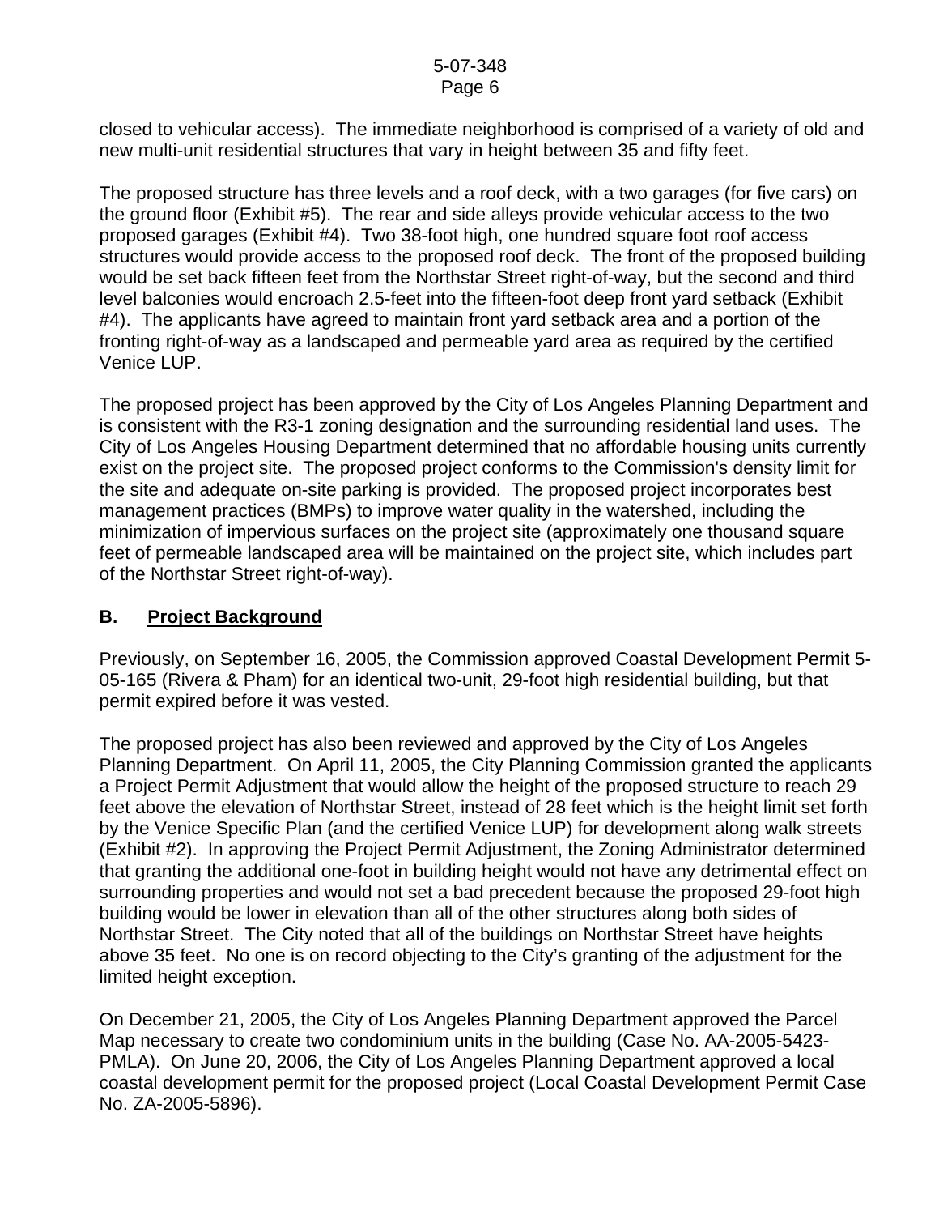closed to vehicular access). The immediate neighborhood is comprised of a variety of old and new multi-unit residential structures that vary in height between 35 and fifty feet.

The proposed structure has three levels and a roof deck, with a two garages (for five cars) on the ground floor (Exhibit #5). The rear and side alleys provide vehicular access to the two proposed garages (Exhibit #4). Two 38-foot high, one hundred square foot roof access structures would provide access to the proposed roof deck. The front of the proposed building would be set back fifteen feet from the Northstar Street right-of-way, but the second and third level balconies would encroach 2.5-feet into the fifteen-foot deep front yard setback (Exhibit #4). The applicants have agreed to maintain front yard setback area and a portion of the fronting right-of-way as a landscaped and permeable yard area as required by the certified Venice LUP.

The proposed project has been approved by the City of Los Angeles Planning Department and is consistent with the R3-1 zoning designation and the surrounding residential land uses. The City of Los Angeles Housing Department determined that no affordable housing units currently exist on the project site. The proposed project conforms to the Commission's density limit for the site and adequate on-site parking is provided. The proposed project incorporates best management practices (BMPs) to improve water quality in the watershed, including the minimization of impervious surfaces on the project site (approximately one thousand square feet of permeable landscaped area will be maintained on the project site, which includes part of the Northstar Street right-of-way).

## B. Project Background

Previously, on September 16, 2005, the Commission approved Coastal Development Permit 5-05-165 (Rivera & Pham) for an identical two-unit, 29-foot high residential building, but that permit expired before it was vested.

The proposed project has also been reviewed and approved by the City of Los Angeles Planning Department. On April 11, 2005, the City Planning Commission granted the applicants a Project Permit Adjustment that would allow the height of the proposed structure to reach 29 feet above the elevation of Northstar Street, instead of 28 feet which is the height limit set forth by the Venice Specific Plan (and the certified Venice LUP) for development along walk streets (Exhibit #2). In approving the Project Permit Adjustment, the Zoning Administrator determined that granting the additional one-foot in building height would not have any detrimental effect on surrounding properties and would not set a bad precedent because the proposed 29-foot high building would be lower in elevation than all of the other structures along both sides of Northstar Street. The City noted that all of the buildings on Northstar Street have heights above 35 feet. No one is on record objecting to the City's granting of the adjustment for the limited height exception.

On December 21, 2005, the City of Los Angeles Planning Department approved the Parcel Map necessary to create two condominium units in the building (Case No. AA-2005-5423-PMLA). On June 20, 2006, the City of Los Angeles Planning Department approved a local coastal development permit for the proposed project (Local Coastal Development Permit Case No. ZA-2005-5896).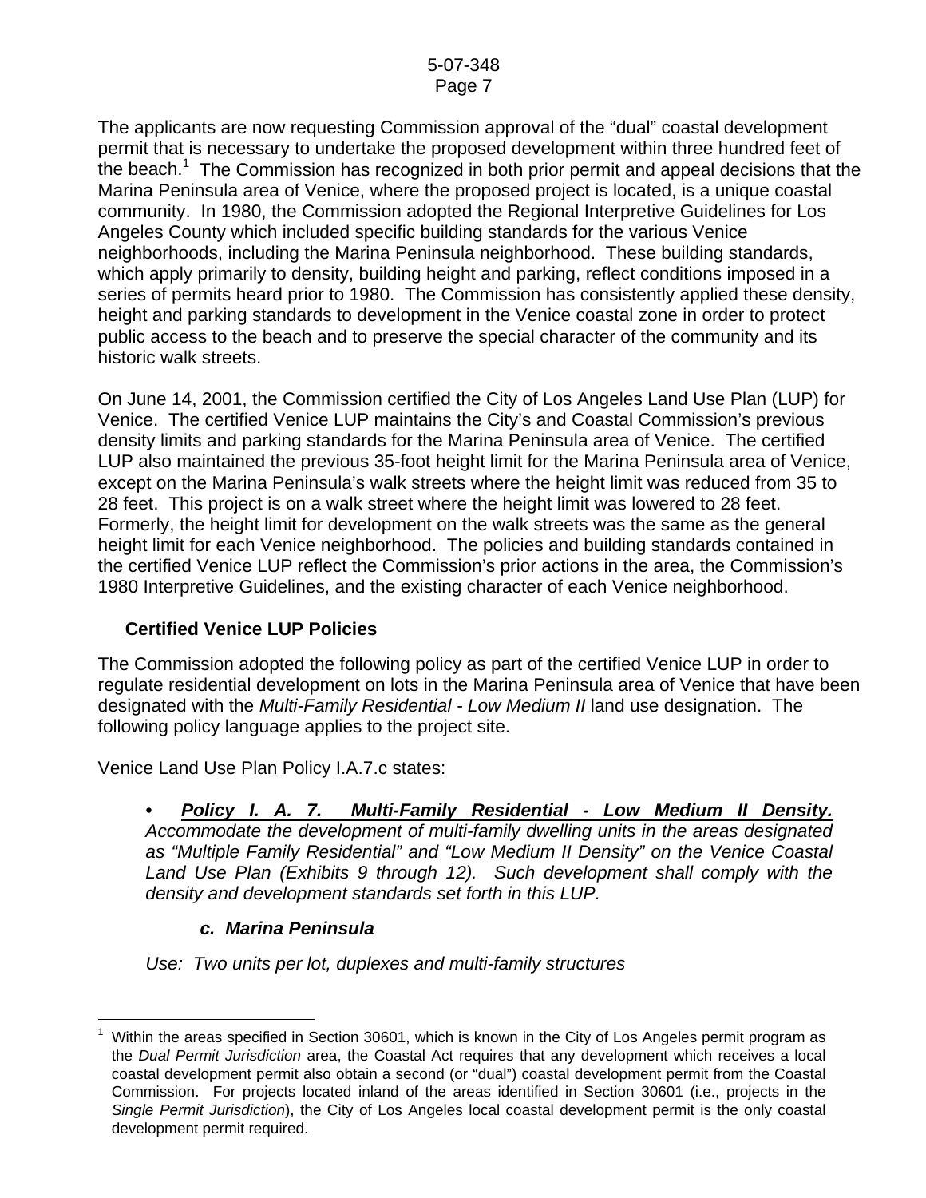The applicants are now requesting Commission approval of the "dual" coastal development permit that is necessary to undertake the proposed development within three hundred feet of the beach.[1] The Commission has recognized in both prior permit and appeal decisions that the Marina Peninsula area of Venice, where the proposed project is located, is a unique coastal community. In 1980, the Commission adopted the Regional Interpretive Guidelines for Los Angeles County which included specific building standards for the various Venice neighborhoods, including the Marina Peninsula neighborhood. These building standards, which apply primarily to density, building height and parking, reflect conditions imposed in a series of permits heard prior to 1980. The Commission has consistently applied these density, height and parking standards to development in the Venice coastal zone in order to protect public access to the beach and to preserve the special character of the community and its historic walk streets.

On June 14, 2001, the Commission certified the City of Los Angeles Land Use Plan (LUP) for Venice. The certified Venice LUP maintains the City's and Coastal Commission's previous density limits and parking standards for the Marina Peninsula area of Venice. The certified LUP also maintained the previous 35-foot height limit for the Marina Peninsula area of Venice, except on the Marina Peninsula's walk streets where the height limit was reduced from 35 to 28 feet. This project is on a walk street where the height limit was lowered to 28 feet. Formerly, the height limit for development on the walk streets was the same as the general height limit for each Venice neighborhood. The policies and building standards contained in the certified Venice LUP reflect the Commission's prior actions in the area, the Commission's 1980 Interpretive Guidelines, and the existing character of each Venice neighborhood.

### Certified Venice LUP Policies

The Commission adopted the following policy as part of the certified Venice LUP in order to regulate residential development on lots in the Marina Peninsula area of Venice that have been designated with the *Multi-Family Residential - Low Medium II* land use designation. The following policy language applies to the project site.

Venice Land Use Plan Policy I.A.7.c states:

- ***Policy I. A. 7. Multi-Family Residential - Low Medium II Density.*** *Accommodate the development of multi-family dwelling units in the areas designated as "Multiple Family Residential" and "Low Medium II Density" on the Venice Coastal Land Use Plan (Exhibits 9 through 12). Such development shall comply with the density and development standards set forth in this LUP.*

    ***c. Marina Peninsula***

    *Use: Two units per lot, duplexes and multi-family structures*

---

[1] Within the areas specified in Section 30601, which is known in the City of Los Angeles permit program as the *Dual Permit Jurisdiction* area, the Coastal Act requires that any development which receives a local coastal development permit also obtain a second (or "dual") coastal development permit from the Coastal Commission. For projects located inland of the areas identified in Section 30601 (i.e., projects in the *Single Permit Jurisdiction*), the City of Los Angeles local coastal development permit is the only coastal development permit required.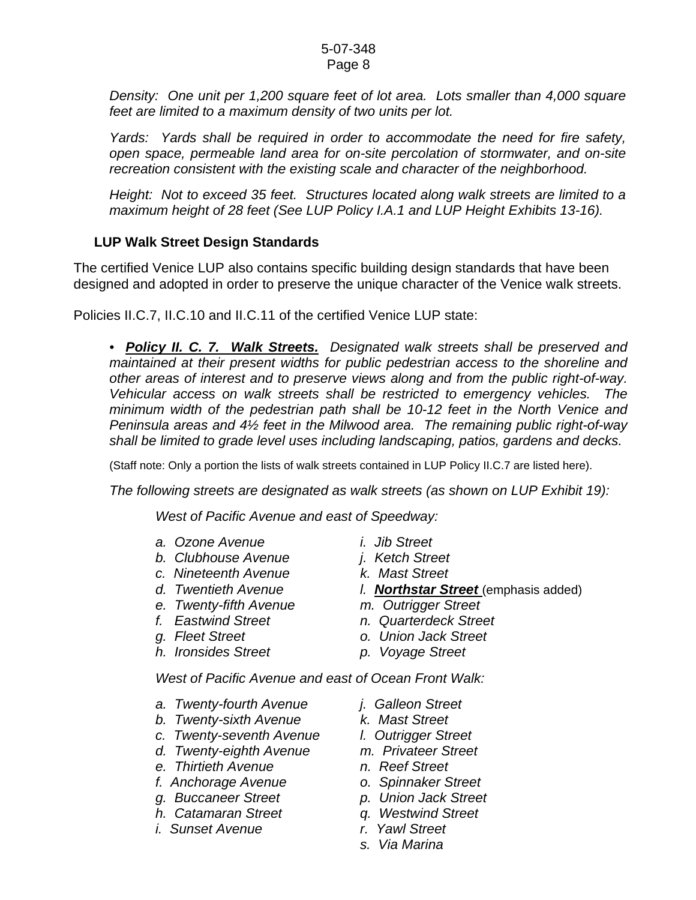*Density: One unit per 1,200 square feet of lot area. Lots smaller than 4,000 square feet are limited to a maximum density of two units per lot.*

*Yards: Yards shall be required in order to accommodate the need for fire safety, open space, permeable land area for on-site percolation of stormwater, and on-site recreation consistent with the existing scale and character of the neighborhood.*

*Height: Not to exceed 35 feet. Structures located along walk streets are limited to a maximum height of 28 feet (See LUP Policy I.A.1 and LUP Height Exhibits 13-16).*

### LUP Walk Street Design Standards

The certified Venice LUP also contains specific building design standards that have been designed and adopted in order to preserve the unique character of the Venice walk streets.

Policies II.C.7, II.C.10 and II.C.11 of the certified Venice LUP state:

• ***Policy II. C. 7. Walk Streets.*** *Designated walk streets shall be preserved and maintained at their present widths for public pedestrian access to the shoreline and other areas of interest and to preserve views along and from the public right-of-way. Vehicular access on walk streets shall be restricted to emergency vehicles. The minimum width of the pedestrian path shall be 10-12 feet in the North Venice and Peninsula areas and 4½ feet in the Milwood area. The remaining public right-of-way shall be limited to grade level uses including landscaping, patios, gardens and decks.*

(Staff note: Only a portion the lists of walk streets contained in LUP Policy II.C.7 are listed here).

*The following streets are designated as walk streets (as shown on LUP Exhibit 19):*

*West of Pacific Avenue and east of Speedway:*

- *a. Ozone Avenue*
- *b. Clubhouse Avenue*
- *c. Nineteenth Avenue*
- *d. Twentieth Avenue*
- *e. Twenty-fifth Avenue*
- *f. Eastwind Street*
- *g. Fleet Street*
- *h. Ironsides Street*
- *i. Jib Street*
- *j. Ketch Street*
- *k. Mast Street*
- *l.* ***Northstar Street*** (emphasis added)
- *m. Outrigger Street*
- *n. Quarterdeck Street*
- *o. Union Jack Street*
- *p. Voyage Street*

*West of Pacific Avenue and east of Ocean Front Walk:*

- *a. Twenty-fourth Avenue*
- *b. Twenty-sixth Avenue*
- *c. Twenty-seventh Avenue*
- *d. Twenty-eighth Avenue*
- *e. Thirtieth Avenue*
- *f. Anchorage Avenue*
- *g. Buccaneer Street*
- *h. Catamaran Street*
- *i. Sunset Avenue*
- *j. Galleon Street*
- *k. Mast Street*
- *l. Outrigger Street*
- *m. Privateer Street*
- *n. Reef Street*
- *o. Spinnaker Street*
- *p. Union Jack Street*
- *q. Westwind Street*
- *r. Yawl Street*
- *s. Via Marina*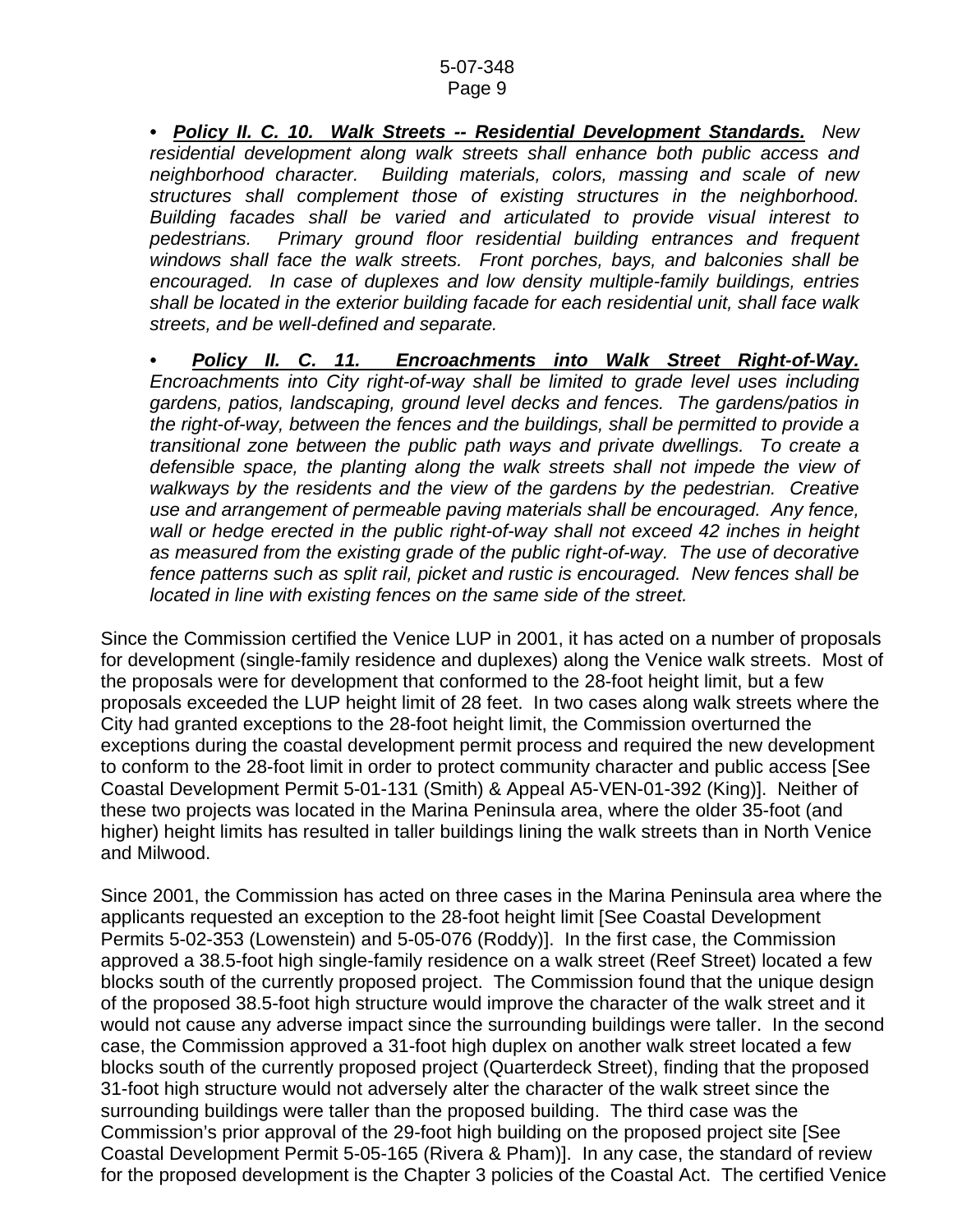• ***Policy II. C. 10. Walk Streets -- Residential Development Standards.*** *New residential development along walk streets shall enhance both public access and neighborhood character. Building materials, colors, massing and scale of new structures shall complement those of existing structures in the neighborhood. Building facades shall be varied and articulated to provide visual interest to pedestrians. Primary ground floor residential building entrances and frequent windows shall face the walk streets. Front porches, bays, and balconies shall be encouraged. In case of duplexes and low density multiple-family buildings, entries shall be located in the exterior building facade for each residential unit, shall face walk streets, and be well-defined and separate.*

• ***Policy II. C. 11. Encroachments into Walk Street Right-of-Way.*** *Encroachments into City right-of-way shall be limited to grade level uses including gardens, patios, landscaping, ground level decks and fences. The gardens/patios in the right-of-way, between the fences and the buildings, shall be permitted to provide a transitional zone between the public path ways and private dwellings. To create a defensible space, the planting along the walk streets shall not impede the view of walkways by the residents and the view of the gardens by the pedestrian. Creative use and arrangement of permeable paving materials shall be encouraged. Any fence, wall or hedge erected in the public right-of-way shall not exceed 42 inches in height as measured from the existing grade of the public right-of-way. The use of decorative fence patterns such as split rail, picket and rustic is encouraged. New fences shall be located in line with existing fences on the same side of the street.*

Since the Commission certified the Venice LUP in 2001, it has acted on a number of proposals for development (single-family residence and duplexes) along the Venice walk streets. Most of the proposals were for development that conformed to the 28-foot height limit, but a few proposals exceeded the LUP height limit of 28 feet. In two cases along walk streets where the City had granted exceptions to the 28-foot height limit, the Commission overturned the exceptions during the coastal development permit process and required the new development to conform to the 28-foot limit in order to protect community character and public access [See Coastal Development Permit 5-01-131 (Smith) & Appeal A5-VEN-01-392 (King)]. Neither of these two projects was located in the Marina Peninsula area, where the older 35-foot (and higher) height limits has resulted in taller buildings lining the walk streets than in North Venice and Milwood.

Since 2001, the Commission has acted on three cases in the Marina Peninsula area where the applicants requested an exception to the 28-foot height limit [See Coastal Development Permits 5-02-353 (Lowenstein) and 5-05-076 (Roddy)]. In the first case, the Commission approved a 38.5-foot high single-family residence on a walk street (Reef Street) located a few blocks south of the currently proposed project. The Commission found that the unique design of the proposed 38.5-foot high structure would improve the character of the walk street and it would not cause any adverse impact since the surrounding buildings were taller. In the second case, the Commission approved a 31-foot high duplex on another walk street located a few blocks south of the currently proposed project (Quarterdeck Street), finding that the proposed 31-foot high structure would not adversely alter the character of the walk street since the surrounding buildings were taller than the proposed building. The third case was the Commission's prior approval of the 29-foot high building on the proposed project site [See Coastal Development Permit 5-05-165 (Rivera & Pham)]. In any case, the standard of review for the proposed development is the Chapter 3 policies of the Coastal Act. The certified Venice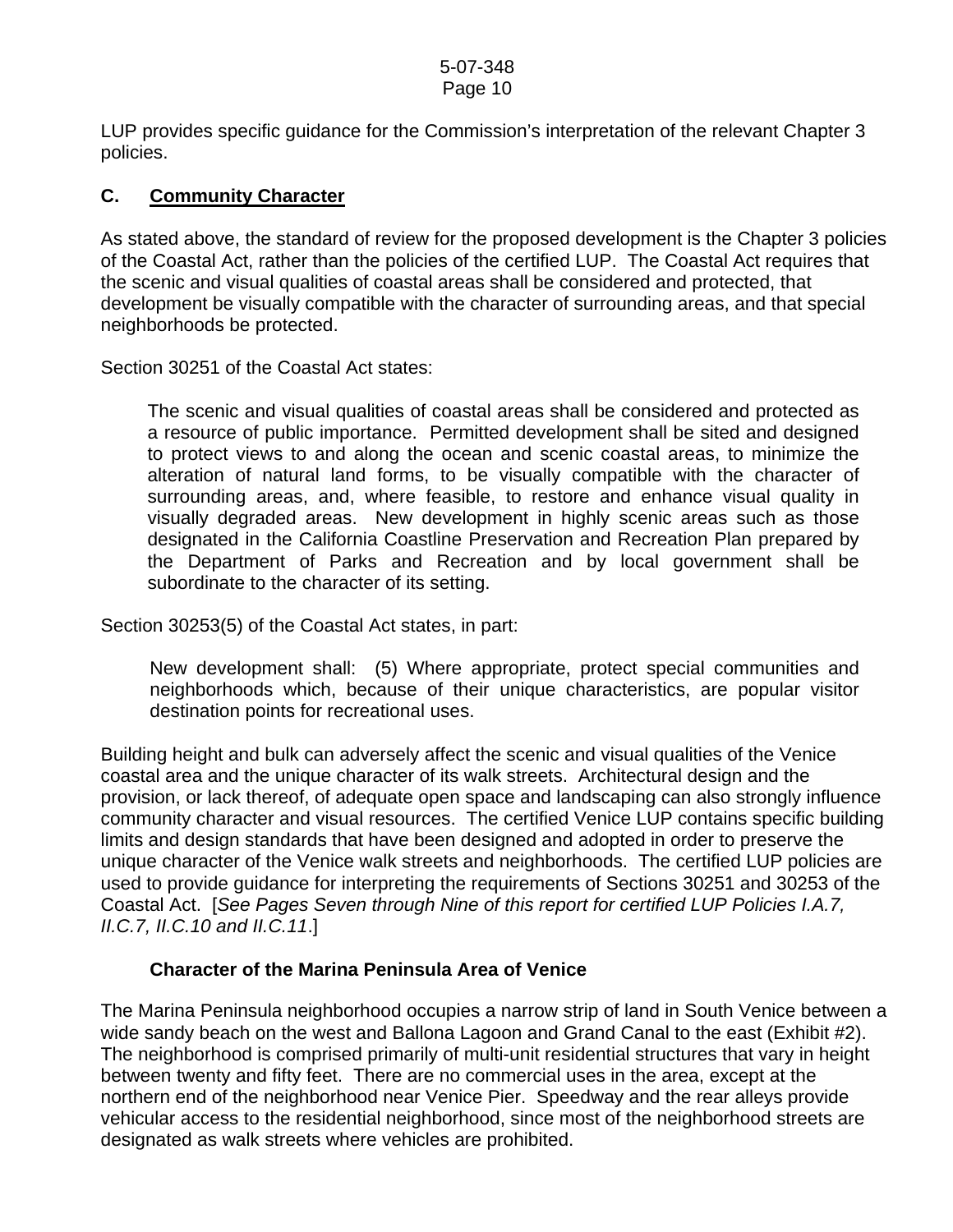LUP provides specific guidance for the Commission's interpretation of the relevant Chapter 3 policies.

## C. Community Character

As stated above, the standard of review for the proposed development is the Chapter 3 policies of the Coastal Act, rather than the policies of the certified LUP. The Coastal Act requires that the scenic and visual qualities of coastal areas shall be considered and protected, that development be visually compatible with the character of surrounding areas, and that special neighborhoods be protected.

Section 30251 of the Coastal Act states:

> The scenic and visual qualities of coastal areas shall be considered and protected as a resource of public importance. Permitted development shall be sited and designed to protect views to and along the ocean and scenic coastal areas, to minimize the alteration of natural land forms, to be visually compatible with the character of surrounding areas, and, where feasible, to restore and enhance visual quality in visually degraded areas. New development in highly scenic areas such as those designated in the California Coastline Preservation and Recreation Plan prepared by the Department of Parks and Recreation and by local government shall be subordinate to the character of its setting.

Section 30253(5) of the Coastal Act states, in part:

> New development shall: (5) Where appropriate, protect special communities and neighborhoods which, because of their unique characteristics, are popular visitor destination points for recreational uses.

Building height and bulk can adversely affect the scenic and visual qualities of the Venice coastal area and the unique character of its walk streets. Architectural design and the provision, or lack thereof, of adequate open space and landscaping can also strongly influence community character and visual resources. The certified Venice LUP contains specific building limits and design standards that have been designed and adopted in order to preserve the unique character of the Venice walk streets and neighborhoods. The certified LUP policies are used to provide guidance for interpreting the requirements of Sections 30251 and 30253 of the Coastal Act. [*See Pages Seven through Nine of this report for certified LUP Policies I.A.7, II.C.7, II.C.10 and II.C.11*.]

### Character of the Marina Peninsula Area of Venice

The Marina Peninsula neighborhood occupies a narrow strip of land in South Venice between a wide sandy beach on the west and Ballona Lagoon and Grand Canal to the east (Exhibit #2). The neighborhood is comprised primarily of multi-unit residential structures that vary in height between twenty and fifty feet. There are no commercial uses in the area, except at the northern end of the neighborhood near Venice Pier. Speedway and the rear alleys provide vehicular access to the residential neighborhood, since most of the neighborhood streets are designated as walk streets where vehicles are prohibited.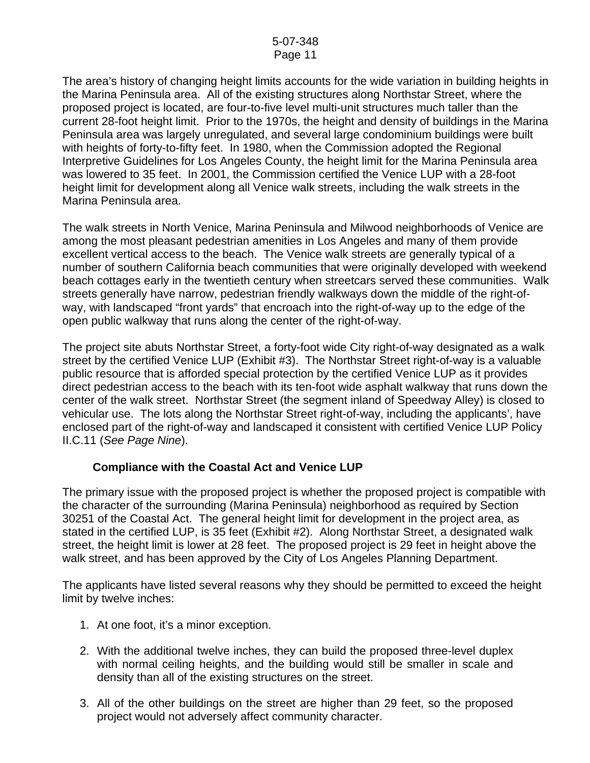The area's history of changing height limits accounts for the wide variation in building heights in the Marina Peninsula area. All of the existing structures along Northstar Street, where the proposed project is located, are four-to-five level multi-unit structures much taller than the current 28-foot height limit. Prior to the 1970s, the height and density of buildings in the Marina Peninsula area was largely unregulated, and several large condominium buildings were built with heights of forty-to-fifty feet. In 1980, when the Commission adopted the Regional Interpretive Guidelines for Los Angeles County, the height limit for the Marina Peninsula area was lowered to 35 feet. In 2001, the Commission certified the Venice LUP with a 28-foot height limit for development along all Venice walk streets, including the walk streets in the Marina Peninsula area.

The walk streets in North Venice, Marina Peninsula and Milwood neighborhoods of Venice are among the most pleasant pedestrian amenities in Los Angeles and many of them provide excellent vertical access to the beach. The Venice walk streets are generally typical of a number of southern California beach communities that were originally developed with weekend beach cottages early in the twentieth century when streetcars served these communities. Walk streets generally have narrow, pedestrian friendly walkways down the middle of the right-of-way, with landscaped "front yards" that encroach into the right-of-way up to the edge of the open public walkway that runs along the center of the right-of-way.

The project site abuts Northstar Street, a forty-foot wide City right-of-way designated as a walk street by the certified Venice LUP (Exhibit #3). The Northstar Street right-of-way is a valuable public resource that is afforded special protection by the certified Venice LUP as it provides direct pedestrian access to the beach with its ten-foot wide asphalt walkway that runs down the center of the walk street. Northstar Street (the segment inland of Speedway Alley) is closed to vehicular use. The lots along the Northstar Street right-of-way, including the applicants', have enclosed part of the right-of-way and landscaped it consistent with certified Venice LUP Policy II.C.11 (*See Page Nine*).

### Compliance with the Coastal Act and Venice LUP

The primary issue with the proposed project is whether the proposed project is compatible with the character of the surrounding (Marina Peninsula) neighborhood as required by Section 30251 of the Coastal Act. The general height limit for development in the project area, as stated in the certified LUP, is 35 feet (Exhibit #2). Along Northstar Street, a designated walk street, the height limit is lower at 28 feet. The proposed project is 29 feet in height above the walk street, and has been approved by the City of Los Angeles Planning Department.

The applicants have listed several reasons why they should be permitted to exceed the height limit by twelve inches:

1. At one foot, it's a minor exception.
2. With the additional twelve inches, they can build the proposed three-level duplex with normal ceiling heights, and the building would still be smaller in scale and density than all of the existing structures on the street.
3. All of the other buildings on the street are higher than 29 feet, so the proposed project would not adversely affect community character.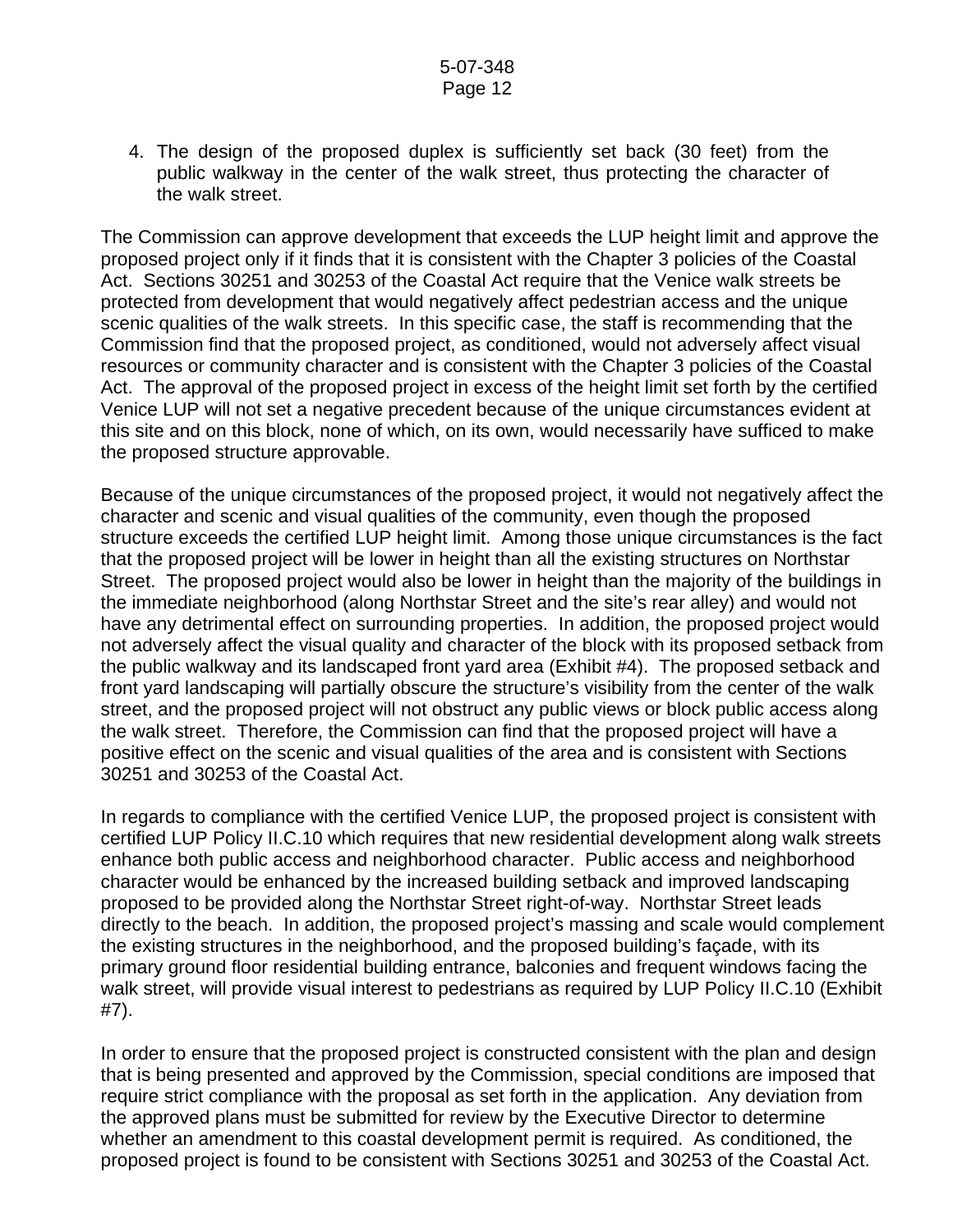4. The design of the proposed duplex is sufficiently set back (30 feet) from the public walkway in the center of the walk street, thus protecting the character of the walk street.

The Commission can approve development that exceeds the LUP height limit and approve the proposed project only if it finds that it is consistent with the Chapter 3 policies of the Coastal Act. Sections 30251 and 30253 of the Coastal Act require that the Venice walk streets be protected from development that would negatively affect pedestrian access and the unique scenic qualities of the walk streets. In this specific case, the staff is recommending that the Commission find that the proposed project, as conditioned, would not adversely affect visual resources or community character and is consistent with the Chapter 3 policies of the Coastal Act. The approval of the proposed project in excess of the height limit set forth by the certified Venice LUP will not set a negative precedent because of the unique circumstances evident at this site and on this block, none of which, on its own, would necessarily have sufficed to make the proposed structure approvable.

Because of the unique circumstances of the proposed project, it would not negatively affect the character and scenic and visual qualities of the community, even though the proposed structure exceeds the certified LUP height limit. Among those unique circumstances is the fact that the proposed project will be lower in height than all the existing structures on Northstar Street. The proposed project would also be lower in height than the majority of the buildings in the immediate neighborhood (along Northstar Street and the site's rear alley) and would not have any detrimental effect on surrounding properties. In addition, the proposed project would not adversely affect the visual quality and character of the block with its proposed setback from the public walkway and its landscaped front yard area (Exhibit #4). The proposed setback and front yard landscaping will partially obscure the structure's visibility from the center of the walk street, and the proposed project will not obstruct any public views or block public access along the walk street. Therefore, the Commission can find that the proposed project will have a positive effect on the scenic and visual qualities of the area and is consistent with Sections 30251 and 30253 of the Coastal Act.

In regards to compliance with the certified Venice LUP, the proposed project is consistent with certified LUP Policy II.C.10 which requires that new residential development along walk streets enhance both public access and neighborhood character. Public access and neighborhood character would be enhanced by the increased building setback and improved landscaping proposed to be provided along the Northstar Street right-of-way. Northstar Street leads directly to the beach. In addition, the proposed project's massing and scale would complement the existing structures in the neighborhood, and the proposed building's façade, with its primary ground floor residential building entrance, balconies and frequent windows facing the walk street, will provide visual interest to pedestrians as required by LUP Policy II.C.10 (Exhibit #7).

In order to ensure that the proposed project is constructed consistent with the plan and design that is being presented and approved by the Commission, special conditions are imposed that require strict compliance with the proposal as set forth in the application. Any deviation from the approved plans must be submitted for review by the Executive Director to determine whether an amendment to this coastal development permit is required. As conditioned, the proposed project is found to be consistent with Sections 30251 and 30253 of the Coastal Act.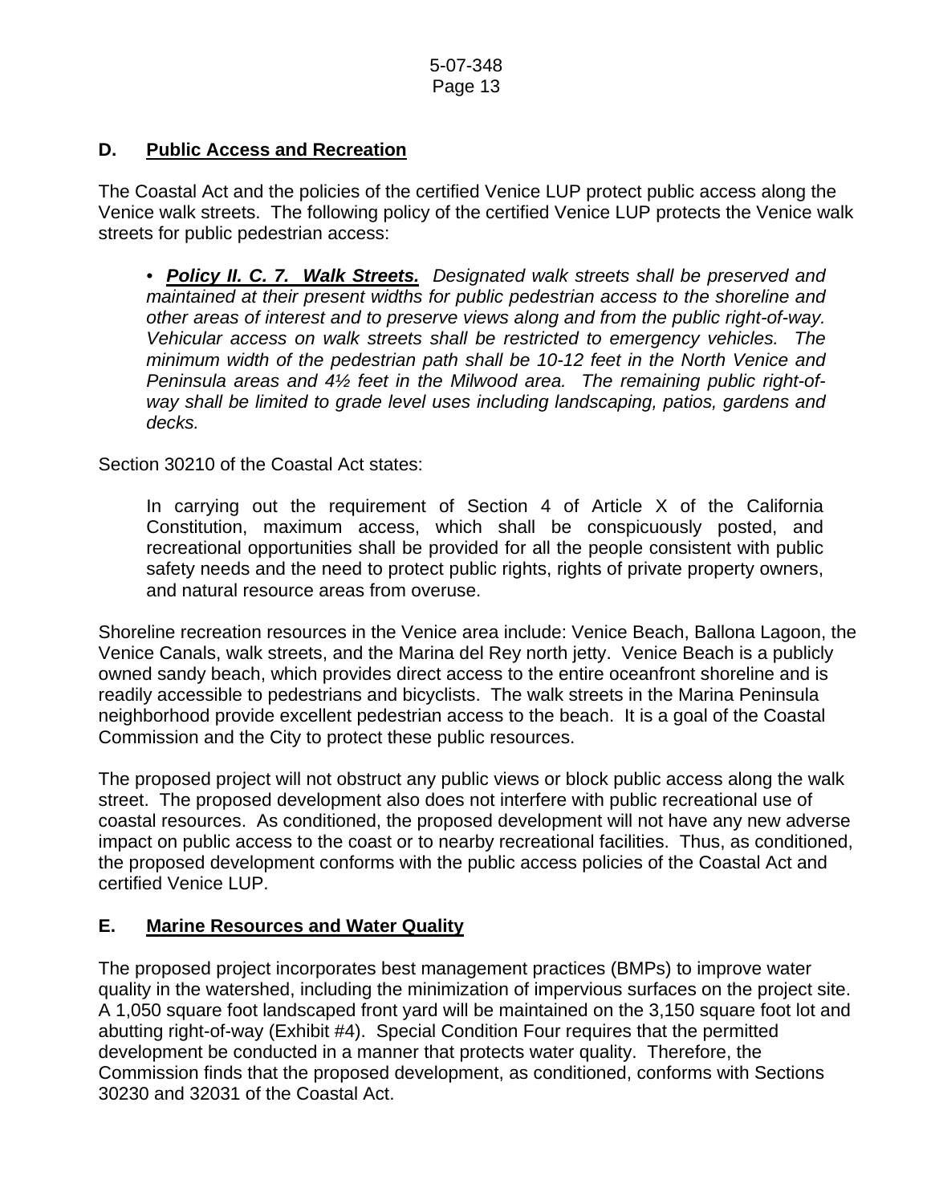## D. Public Access and Recreation

The Coastal Act and the policies of the certified Venice LUP protect public access along the Venice walk streets. The following policy of the certified Venice LUP protects the Venice walk streets for public pedestrian access:

- ***Policy II. C. 7. Walk Streets.*** *Designated walk streets shall be preserved and maintained at their present widths for public pedestrian access to the shoreline and other areas of interest and to preserve views along and from the public right-of-way. Vehicular access on walk streets shall be restricted to emergency vehicles. The minimum width of the pedestrian path shall be 10-12 feet in the North Venice and Peninsula areas and 4½ feet in the Milwood area. The remaining public right-of-way shall be limited to grade level uses including landscaping, patios, gardens and decks.*

Section 30210 of the Coastal Act states:

> In carrying out the requirement of Section 4 of Article X of the California Constitution, maximum access, which shall be conspicuously posted, and recreational opportunities shall be provided for all the people consistent with public safety needs and the need to protect public rights, rights of private property owners, and natural resource areas from overuse.

Shoreline recreation resources in the Venice area include: Venice Beach, Ballona Lagoon, the Venice Canals, walk streets, and the Marina del Rey north jetty. Venice Beach is a publicly owned sandy beach, which provides direct access to the entire oceanfront shoreline and is readily accessible to pedestrians and bicyclists. The walk streets in the Marina Peninsula neighborhood provide excellent pedestrian access to the beach. It is a goal of the Coastal Commission and the City to protect these public resources.

The proposed project will not obstruct any public views or block public access along the walk street. The proposed development also does not interfere with public recreational use of coastal resources. As conditioned, the proposed development will not have any new adverse impact on public access to the coast or to nearby recreational facilities. Thus, as conditioned, the proposed development conforms with the public access policies of the Coastal Act and certified Venice LUP.

## E. Marine Resources and Water Quality

The proposed project incorporates best management practices (BMPs) to improve water quality in the watershed, including the minimization of impervious surfaces on the project site. A 1,050 square foot landscaped front yard will be maintained on the 3,150 square foot lot and abutting right-of-way (Exhibit #4). Special Condition Four requires that the permitted development be conducted in a manner that protects water quality. Therefore, the Commission finds that the proposed development, as conditioned, conforms with Sections 30230 and 32031 of the Coastal Act.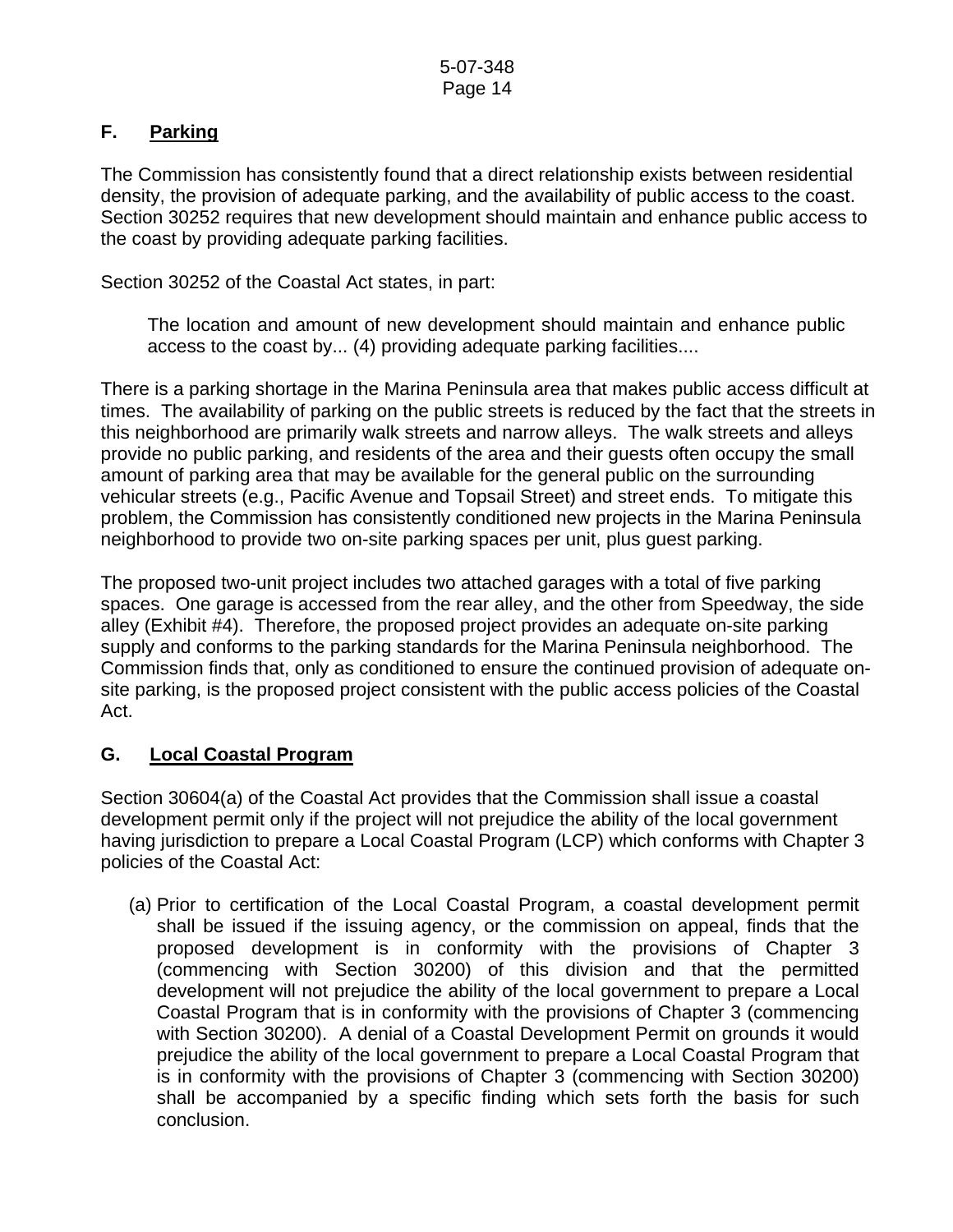## F. Parking

The Commission has consistently found that a direct relationship exists between residential density, the provision of adequate parking, and the availability of public access to the coast. Section 30252 requires that new development should maintain and enhance public access to the coast by providing adequate parking facilities.

Section 30252 of the Coastal Act states, in part:

> The location and amount of new development should maintain and enhance public access to the coast by... (4) providing adequate parking facilities....

There is a parking shortage in the Marina Peninsula area that makes public access difficult at times. The availability of parking on the public streets is reduced by the fact that the streets in this neighborhood are primarily walk streets and narrow alleys. The walk streets and alleys provide no public parking, and residents of the area and their guests often occupy the small amount of parking area that may be available for the general public on the surrounding vehicular streets (e.g., Pacific Avenue and Topsail Street) and street ends. To mitigate this problem, the Commission has consistently conditioned new projects in the Marina Peninsula neighborhood to provide two on-site parking spaces per unit, plus guest parking.

The proposed two-unit project includes two attached garages with a total of five parking spaces. One garage is accessed from the rear alley, and the other from Speedway, the side alley (Exhibit #4). Therefore, the proposed project provides an adequate on-site parking supply and conforms to the parking standards for the Marina Peninsula neighborhood. The Commission finds that, only as conditioned to ensure the continued provision of adequate on-site parking, is the proposed project consistent with the public access policies of the Coastal Act.

## G. Local Coastal Program

Section 30604(a) of the Coastal Act provides that the Commission shall issue a coastal development permit only if the project will not prejudice the ability of the local government having jurisdiction to prepare a Local Coastal Program (LCP) which conforms with Chapter 3 policies of the Coastal Act:

> (a) Prior to certification of the Local Coastal Program, a coastal development permit shall be issued if the issuing agency, or the commission on appeal, finds that the proposed development is in conformity with the provisions of Chapter 3 (commencing with Section 30200) of this division and that the permitted development will not prejudice the ability of the local government to prepare a Local Coastal Program that is in conformity with the provisions of Chapter 3 (commencing with Section 30200). A denial of a Coastal Development Permit on grounds it would prejudice the ability of the local government to prepare a Local Coastal Program that is in conformity with the provisions of Chapter 3 (commencing with Section 30200) shall be accompanied by a specific finding which sets forth the basis for such conclusion.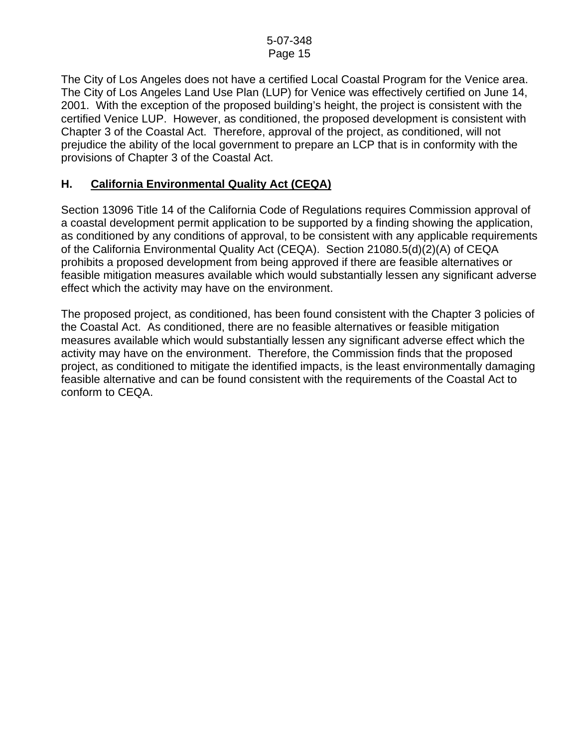The City of Los Angeles does not have a certified Local Coastal Program for the Venice area. The City of Los Angeles Land Use Plan (LUP) for Venice was effectively certified on June 14, 2001. With the exception of the proposed building's height, the project is consistent with the certified Venice LUP. However, as conditioned, the proposed development is consistent with Chapter 3 of the Coastal Act. Therefore, approval of the project, as conditioned, will not prejudice the ability of the local government to prepare an LCP that is in conformity with the provisions of Chapter 3 of the Coastal Act.

## H. California Environmental Quality Act (CEQA)

Section 13096 Title 14 of the California Code of Regulations requires Commission approval of a coastal development permit application to be supported by a finding showing the application, as conditioned by any conditions of approval, to be consistent with any applicable requirements of the California Environmental Quality Act (CEQA). Section 21080.5(d)(2)(A) of CEQA prohibits a proposed development from being approved if there are feasible alternatives or feasible mitigation measures available which would substantially lessen any significant adverse effect which the activity may have on the environment.

The proposed project, as conditioned, has been found consistent with the Chapter 3 policies of the Coastal Act. As conditioned, there are no feasible alternatives or feasible mitigation measures available which would substantially lessen any significant adverse effect which the activity may have on the environment. Therefore, the Commission finds that the proposed project, as conditioned to mitigate the identified impacts, is the least environmentally damaging feasible alternative and can be found consistent with the requirements of the Coastal Act to conform to CEQA.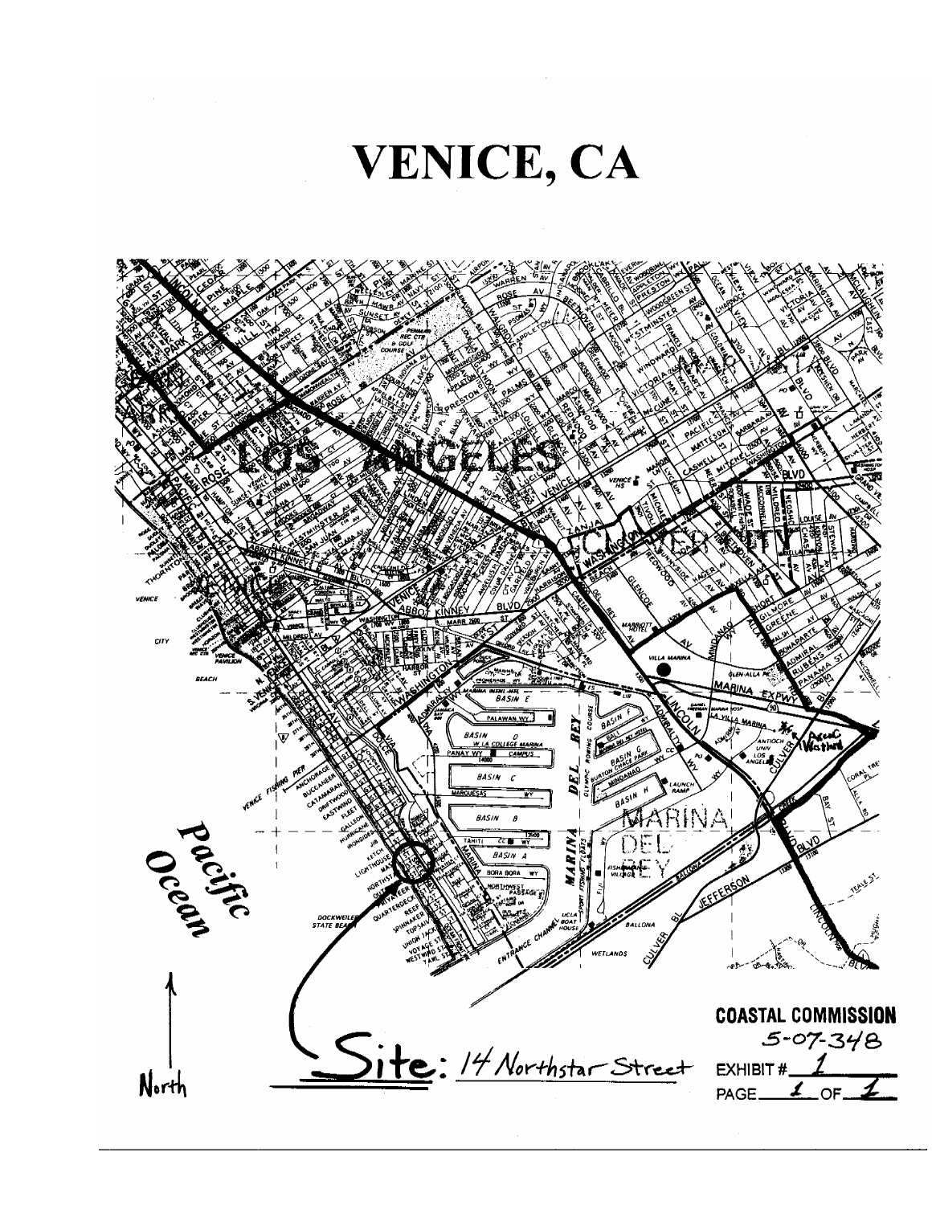# VENICE, CA

Site: 14 Northstar Street

North

**COASTAL COMMISSION**
5-07-348
EXHIBIT # 1
PAGE 1 OF 1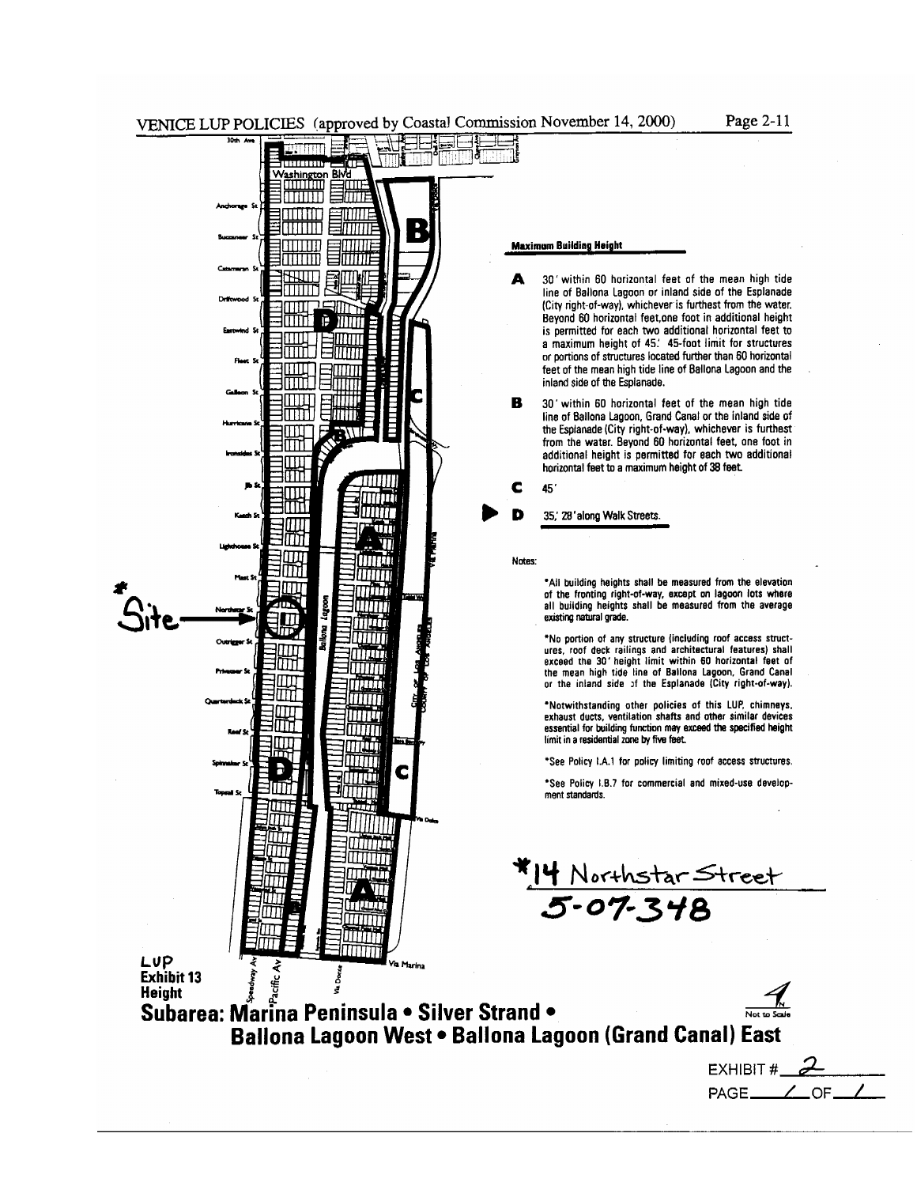VENICE LUP POLICIES (approved by Coastal Commission November 14, 2000)

**Maximum Building Height**

**A** 30' within 60 horizontal feet of the mean high tide line of Ballona Lagoon or inland side of the Esplanade (City right-of-way), whichever is furthest from the water. Beyond 60 horizontal feet, one foot in additional height is permitted for each two additional horizontal feet to a maximum height of 45.' 45-foot limit for structures or portions of structures located further than 60 horizontal feet of the mean high tide line of Ballona Lagoon and the inland side of the Esplanade.

**B** 30' within 60 horizontal feet of the mean high tide line of Ballona Lagoon, Grand Canal or the inland side of the Esplanade (City right-of-way), whichever is furthest from the water. Beyond 60 horizontal feet, one foot in additional height is permitted for each two additional horizontal feet to a maximum height of 38 feet.

**C** 45'

**D** 35,' 28' along Walk Streets.

Notes:

*All building heights shall be measured from the elevation of the fronting right-of-way, except on lagoon lots where all building heights shall be measured from the average existing natural grade.

*No portion of any structure (including roof access structures, roof deck railings and architectural features) shall exceed the 30' height limit within 60 horizontal feet of the mean high tide line of Ballona Lagoon, Grand Canal or the inland side of the Esplanade (City right-of-way).

*Notwithstanding other policies of this LUP, chimneys, exhaust ducts, ventilation shafts and other similar devices essential for building function may exceed the specified height limit in a residential zone by five feet.

*See Policy I.A.1 for policy limiting roof access structures.

*See Policy I.B.7 for commercial and mixed-use development standards.

*Site

*14 Northstar Street
5-07-348

LUP
Exhibit 13
Height

**Subarea: Marina Peninsula • Silver Strand • Ballona Lagoon West • Ballona Lagoon (Grand Canal) East**

Not to Scale

EXHIBIT # 2
PAGE 1 OF 1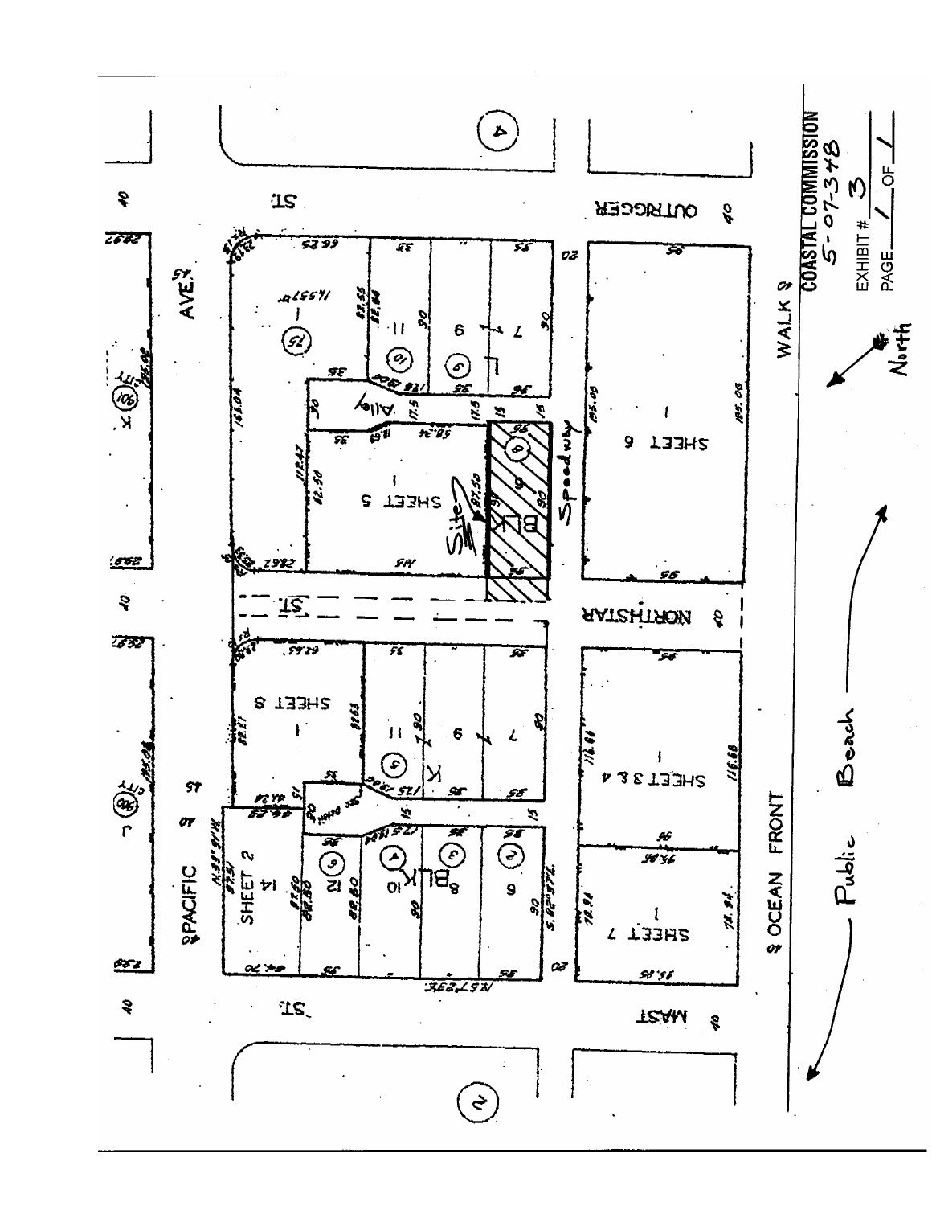COASTAL COMMISSION
5-07-348

EXHIBIT # 3

PAGE 1 OF 1

Site

Speedway

Alley

Public Beach

North

OUTRIGGER ST.

NORTHSTAR ST.

MAST ST.

PACIFIC AVE.

WALK

OCEAN FRONT

SHEET 5

SHEET 6

SHEET 8

SHEET 3 & 4

SHEET 2

SHEET 7

BLK K

BLK 10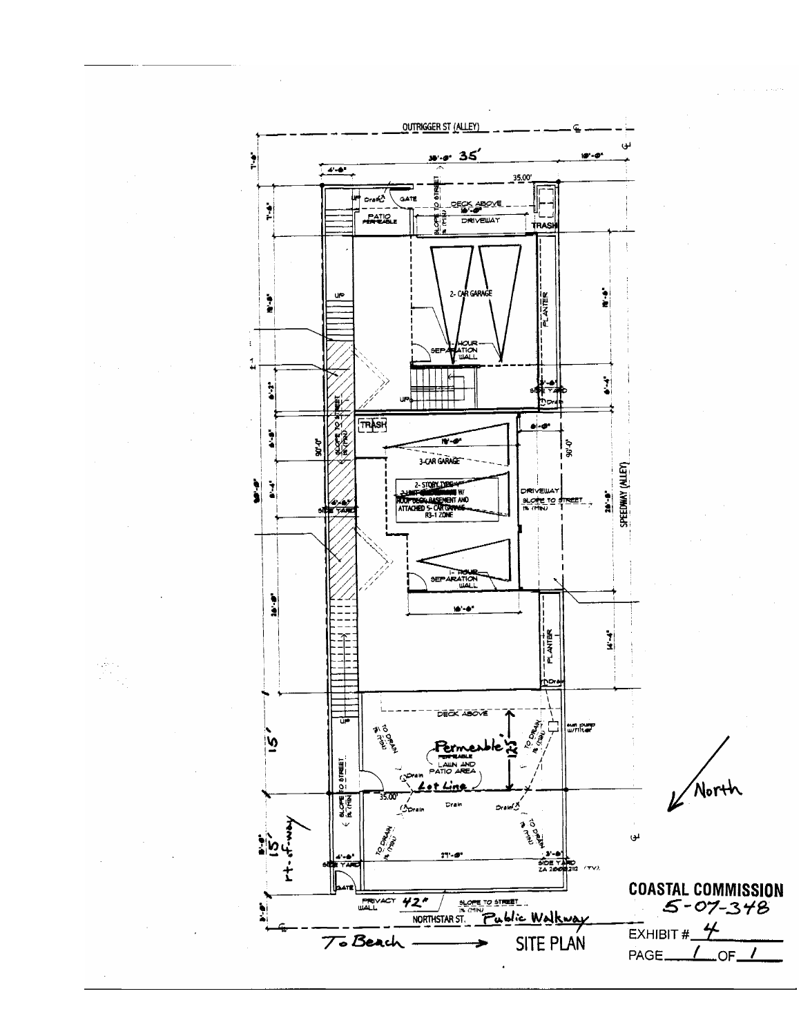OUTRIGGER ST (ALLEY)

35'

35.00'

DECK ABOVE

PATIO PERMEABLE

DRIVEWAY

TRASH

2- CAR GARAGE

PLANTER

1-HOUR SEPARATION WALL

SIDE YARD

TRASH

3-CAR GARAGE

2- STORY TYPE V 2-UNIT W/ ROOF DECK, BASEMENT AND ATTACHED 5- CAR GARAGE R3-1 ZONE

DRIVEWAY SLOPE TO STREET 1% (MIN)

SPEEDWAY (ALLEY)

SIDE YARD

1- HOUR SEPARATION WALL

PLANTER

DECK ABOVE

Permeable LAWN AND PATIO AREA

Lot Line

15'

15' rt-of-way

SIDE YARD

SIDE YARD ZA 2008-212 (TV)

PRIVACY WALL 42"

SLOPE TO STREET 1% (MIN)

NORTHSTAR ST. Public Walkway

To Beach →

SITE PLAN

North

**COASTAL COMMISSION**
5-07-348

EXHIBIT # 4

PAGE 1 OF 1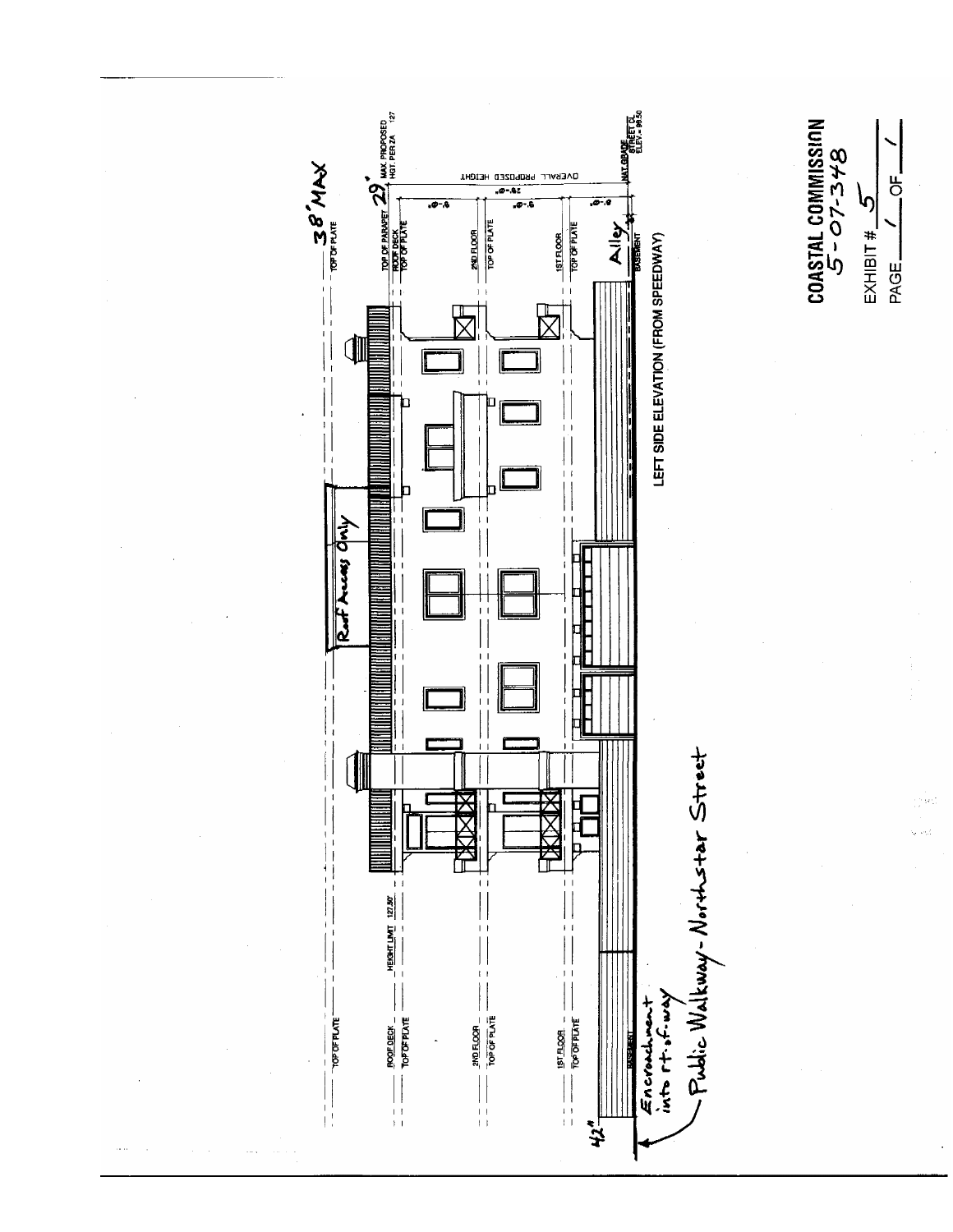LEFT SIDE ELEVATION (FROM SPEEDWAY)

38' MAX

TOP OF PLATE

TOP OF PARAPET 29' MAX. PROPOSED HGT. PER ZA 127

ROOF DECK

TOP OF PLATE

2ND FLOOR

TOP OF PLATE

1ST FLOOR

TOP OF PLATE

BASEMENT

NAT. GRADE STREET CL ELEV. = 98.50

OVERALL PROPOSED HEIGHT

29'-0"

9'-0"

9'-0"

9'-0"

HEIGHT LIMIT 127.50'

Roof Access Only

Alley

42"

Encroachment into rt.-of-way

Public Walkway - Northstar Street

**COASTAL COMMISSION**
5-07-348

EXHIBIT # 5

PAGE 1 OF 1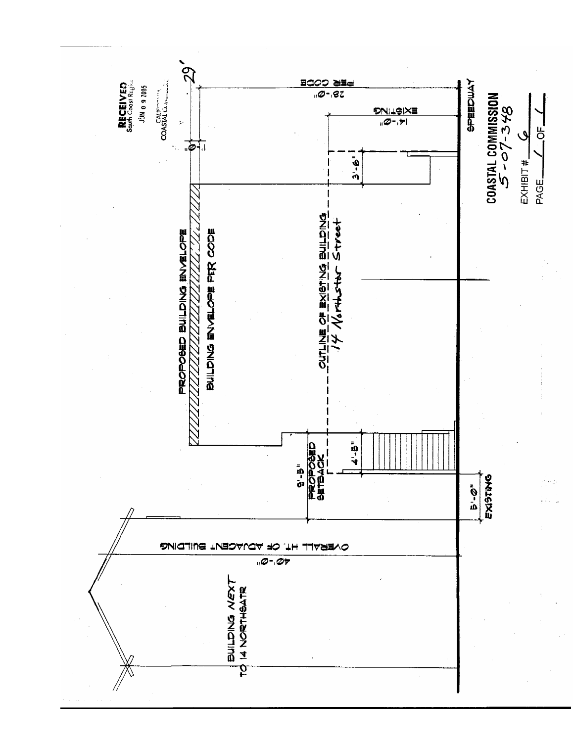RECEIVED
South Coast Region

JUN 0 9 2005

CALIFORNIA
COASTAL COMMISSION

PROPOSED BUILDING ENVELOPE

BUILDING ENVELOPE PER CODE

OUTLINE OF EXISTING BUILDING
14 Northstar Street

29'

1'-0"

28'-0" PER CODE

14'-0" EXISTING

3'-6"

4'-5"

9'-5" PROPOSED SETBACK

5'-0" EXISTING

40'-0" OVERALL HT. OF ADJACENT BUILDING

BUILDING NEXT TO 14 NORTHSATR

SPEEDWAY

COASTAL COMMISSION
5-07-348

EXHIBIT # 6

PAGE 1 OF 1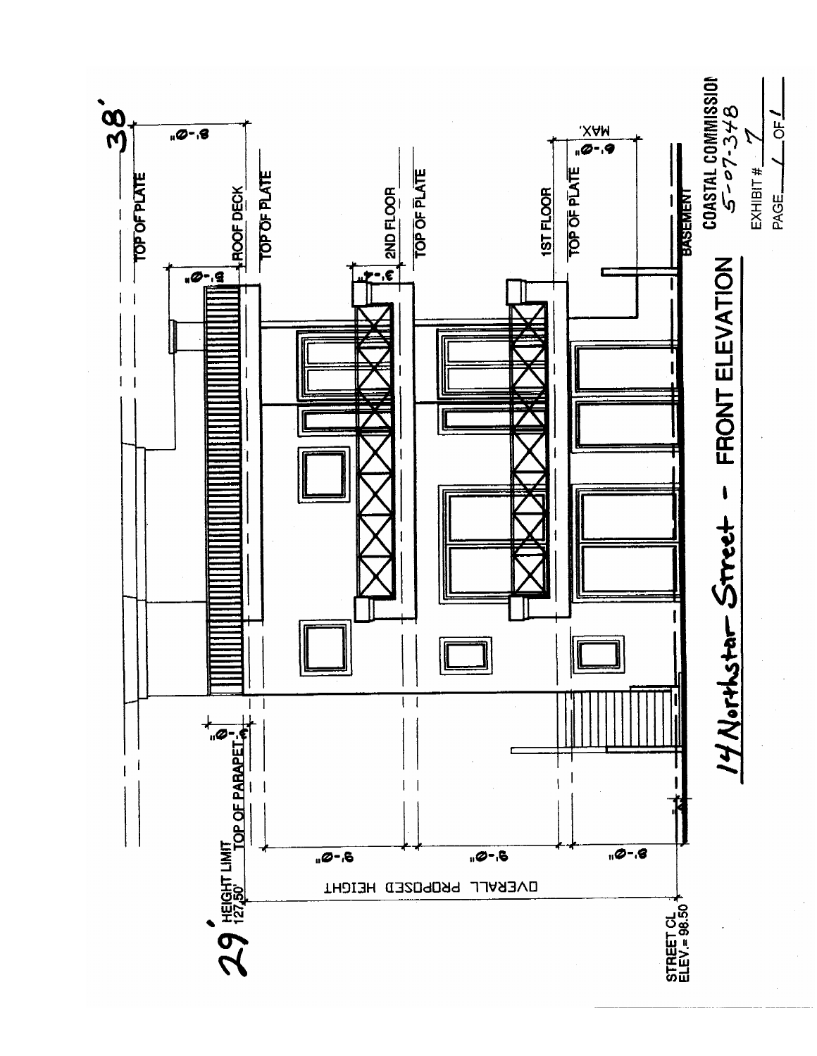38'

TOP OF PLATE

8'-0"

10'-0"

ROOF DECK

TOP OF PLATE

3'-4"

2ND FLOOR

TOP OF PLATE

1ST FLOOR

TOP OF PLATE

6'-0" MAX.

BASEMENT

29' HEIGHT LIMIT 127.50'

TOP OF PARAPET

1'-0"

9'-0"

9'-0"

9'-0"

OVERALL PROPOSED HEIGHT

STREET CL ELEV.= 98.50

14 Northstar Street - FRONT ELEVATION

COASTAL COMMISSION
5-07-348

EXHIBIT # 7

PAGE 1 OF 1